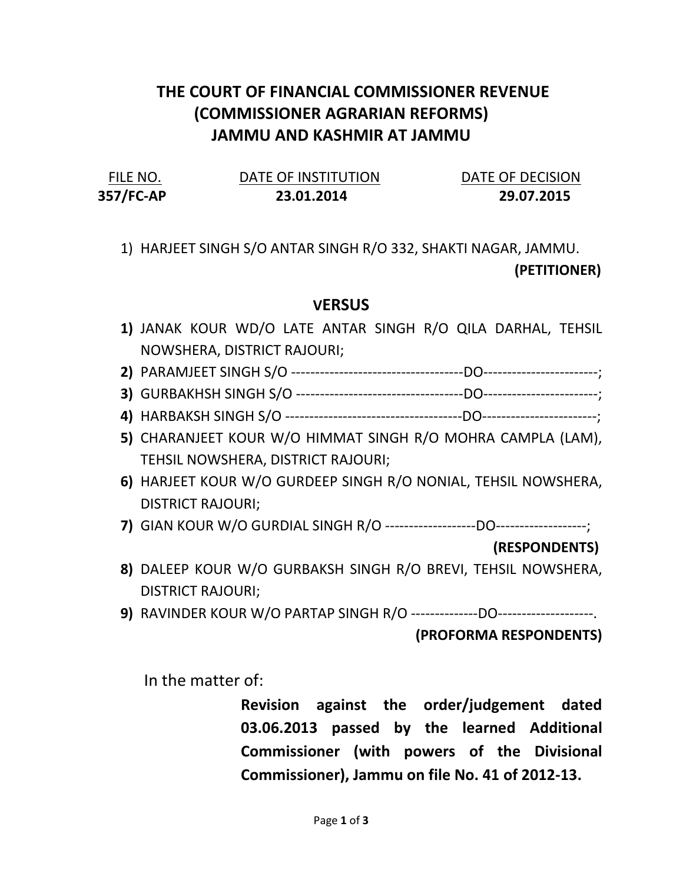# THE COURT OF FINANCIAL COMMISSIONER REVENUE (COMMISSIONER AGRARIAN REFORMS) JAMMU AND KASHMIR AT JAMMU

| FILE NO. | DATE OF INSTITUTION | DATE OF DECISION |
|---|---|---|
| **357/FC-AP** | **23.01.2014** | **29.07.2015** |

1) HARJEET SINGH S/O ANTAR SINGH R/O 332, SHAKTI NAGAR, JAMMU.

**(PETITIONER)**

**VERSUS**

1) JANAK KOUR WD/O LATE ANTAR SINGH R/O QILA DARHAL, TEHSIL NOWSHERA, DISTRICT RAJOURI;
2) PARAMJEET SINGH S/O ------------------------------------DO-----------------------;
3) GURBAKHSH SINGH S/O -----------------------------------DO-----------------------;
4) HARBAKSH SINGH S/O -------------------------------------DO-----------------------;
5) CHARANJEET KOUR W/O HIMMAT SINGH R/O MOHRA CAMPLA (LAM), TEHSIL NOWSHERA, DISTRICT RAJOURI;
6) HARJEET KOUR W/O GURDEEP SINGH R/O NONIAL, TEHSIL NOWSHERA, DISTRICT RAJOURI;
7) GIAN KOUR W/O GURDIAL SINGH R/O -------------------DO-------------------;

**(RESPONDENTS)**

8) DALEEP KOUR W/O GURBAKSH SINGH R/O BREVI, TEHSIL NOWSHERA, DISTRICT RAJOURI;
9) RAVINDER KOUR W/O PARTAP SINGH R/O --------------DO--------------------.

**(PROFORMA RESPONDENTS)**

In the matter of:

**Revision against the order/judgement dated 03.06.2013 passed by the learned Additional Commissioner (with powers of the Divisional Commissioner), Jammu on file No. 41 of 2012-13.**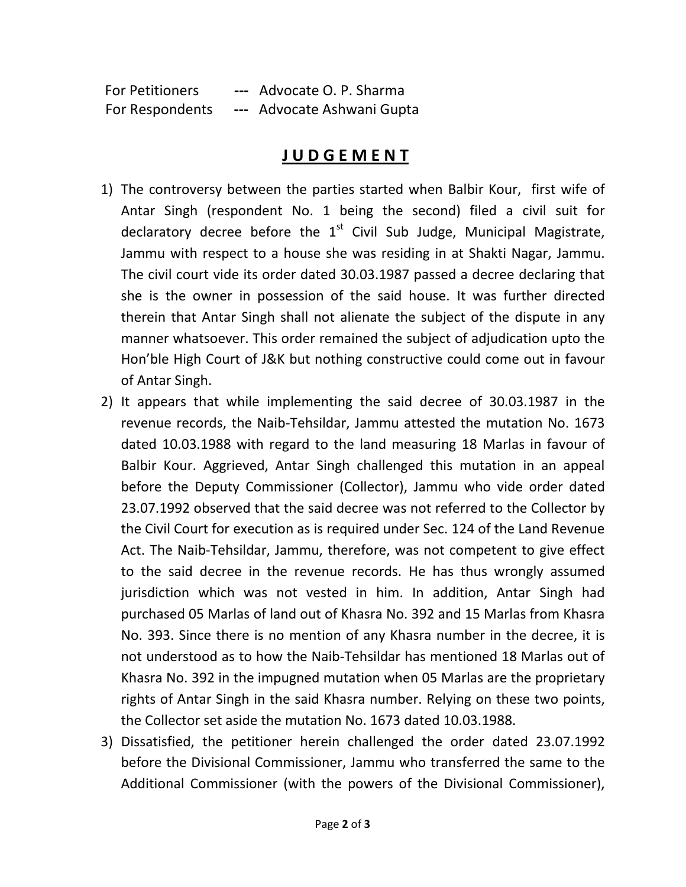For Petitioners --- Advocate O. P. Sharma
For Respondents --- Advocate Ashwani Gupta

# JUDGEMENT

1) The controversy between the parties started when Balbir Kour, first wife of Antar Singh (respondent No. 1 being the second) filed a civil suit for declaratory decree before the 1st Civil Sub Judge, Municipal Magistrate, Jammu with respect to a house she was residing in at Shakti Nagar, Jammu. The civil court vide its order dated 30.03.1987 passed a decree declaring that she is the owner in possession of the said house. It was further directed therein that Antar Singh shall not alienate the subject of the dispute in any manner whatsoever. This order remained the subject of adjudication upto the Hon'ble High Court of J&K but nothing constructive could come out in favour of Antar Singh.

2) It appears that while implementing the said decree of 30.03.1987 in the revenue records, the Naib-Tehsildar, Jammu attested the mutation No. 1673 dated 10.03.1988 with regard to the land measuring 18 Marlas in favour of Balbir Kour. Aggrieved, Antar Singh challenged this mutation in an appeal before the Deputy Commissioner (Collector), Jammu who vide order dated 23.07.1992 observed that the said decree was not referred to the Collector by the Civil Court for execution as is required under Sec. 124 of the Land Revenue Act. The Naib-Tehsildar, Jammu, therefore, was not competent to give effect to the said decree in the revenue records. He has thus wrongly assumed jurisdiction which was not vested in him. In addition, Antar Singh had purchased 05 Marlas of land out of Khasra No. 392 and 15 Marlas from Khasra No. 393. Since there is no mention of any Khasra number in the decree, it is not understood as to how the Naib-Tehsildar has mentioned 18 Marlas out of Khasra No. 392 in the impugned mutation when 05 Marlas are the proprietary rights of Antar Singh in the said Khasra number. Relying on these two points, the Collector set aside the mutation No. 1673 dated 10.03.1988.

3) Dissatisfied, the petitioner herein challenged the order dated 23.07.1992 before the Divisional Commissioner, Jammu who transferred the same to the Additional Commissioner (with the powers of the Divisional Commissioner),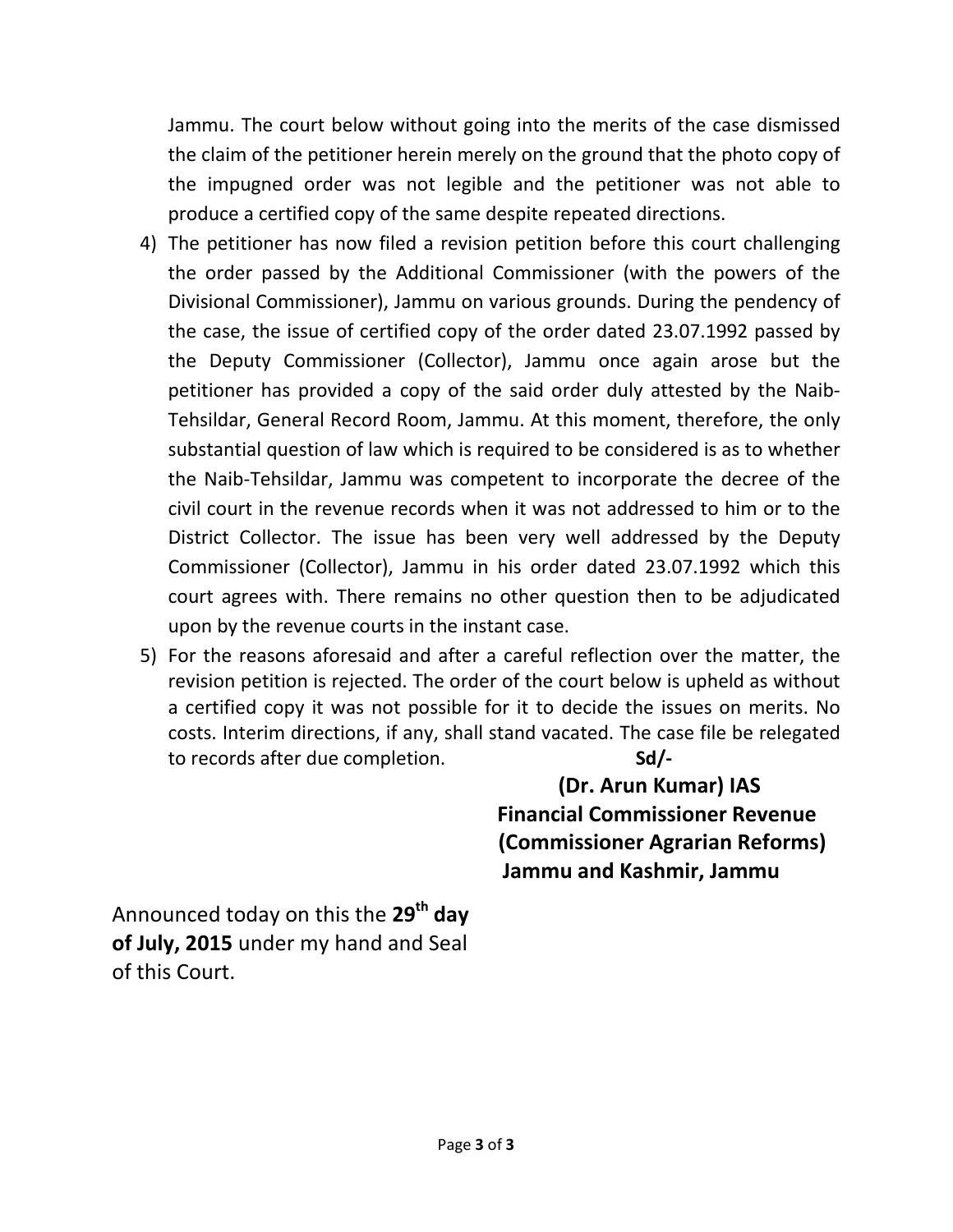Jammu. The court below without going into the merits of the case dismissed the claim of the petitioner herein merely on the ground that the photo copy of the impugned order was not legible and the petitioner was not able to produce a certified copy of the same despite repeated directions.

4) The petitioner has now filed a revision petition before this court challenging the order passed by the Additional Commissioner (with the powers of the Divisional Commissioner), Jammu on various grounds. During the pendency of the case, the issue of certified copy of the order dated 23.07.1992 passed by the Deputy Commissioner (Collector), Jammu once again arose but the petitioner has provided a copy of the said order duly attested by the Naib-Tehsildar, General Record Room, Jammu. At this moment, therefore, the only substantial question of law which is required to be considered is as to whether the Naib-Tehsildar, Jammu was competent to incorporate the decree of the civil court in the revenue records when it was not addressed to him or to the District Collector. The issue has been very well addressed by the Deputy Commissioner (Collector), Jammu in his order dated 23.07.1992 which this court agrees with. There remains no other question then to be adjudicated upon by the revenue courts in the instant case.

5) For the reasons aforesaid and after a careful reflection over the matter, the revision petition is rejected. The order of the court below is upheld as without a certified copy it was not possible for it to decide the issues on merits. No costs. Interim directions, if any, shall stand vacated. The case file be relegated to records after due completion.

**Sd/-**

**(Dr. Arun Kumar) IAS**
**Financial Commissioner Revenue**
**(Commissioner Agrarian Reforms)**
**Jammu and Kashmir, Jammu**

Announced today on this the **29th day of July, 2015** under my hand and Seal of this Court.